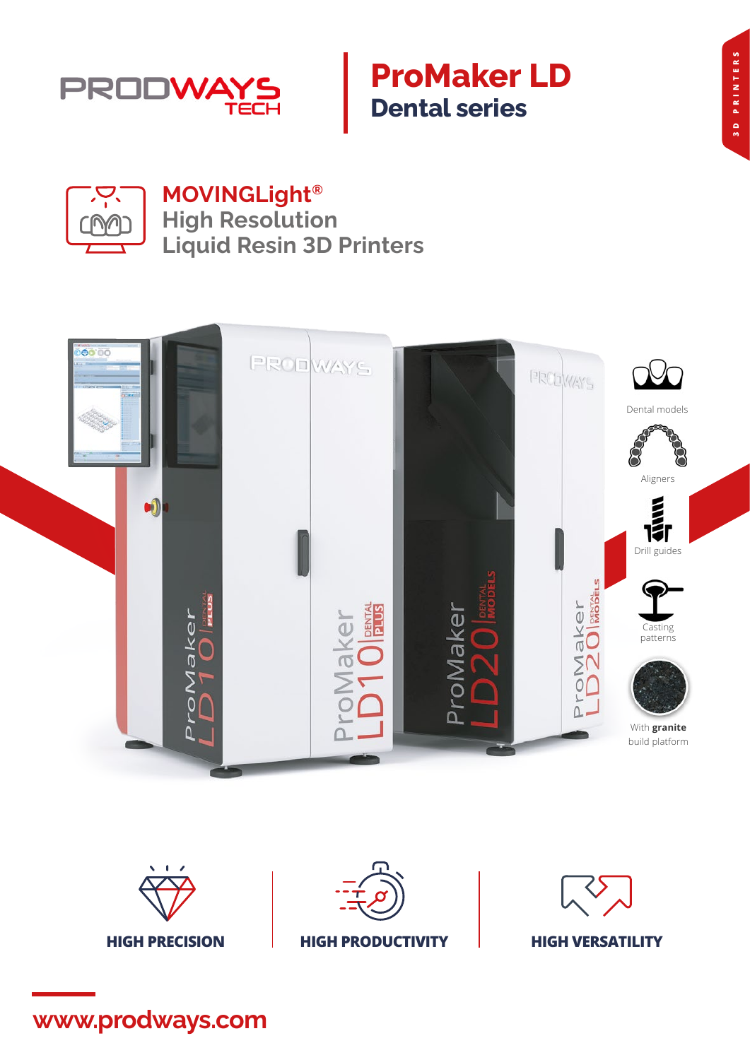PRODWAYS TECH

# ProMaker LD
## Dental series

3D PRINTERS

### MOVINGLight®
### High Resolution Liquid Resin 3D Printers

- Dental models
- Aligners
- Drill guides
- Casting patterns
- With **granite** build platform

ProMaker LD10 DENTAL PLUS

ProMaker LD20 DENTAL MODELS

**HIGH PRECISION**

**HIGH PRODUCTIVITY**

**HIGH VERSATILITY**

www.prodways.com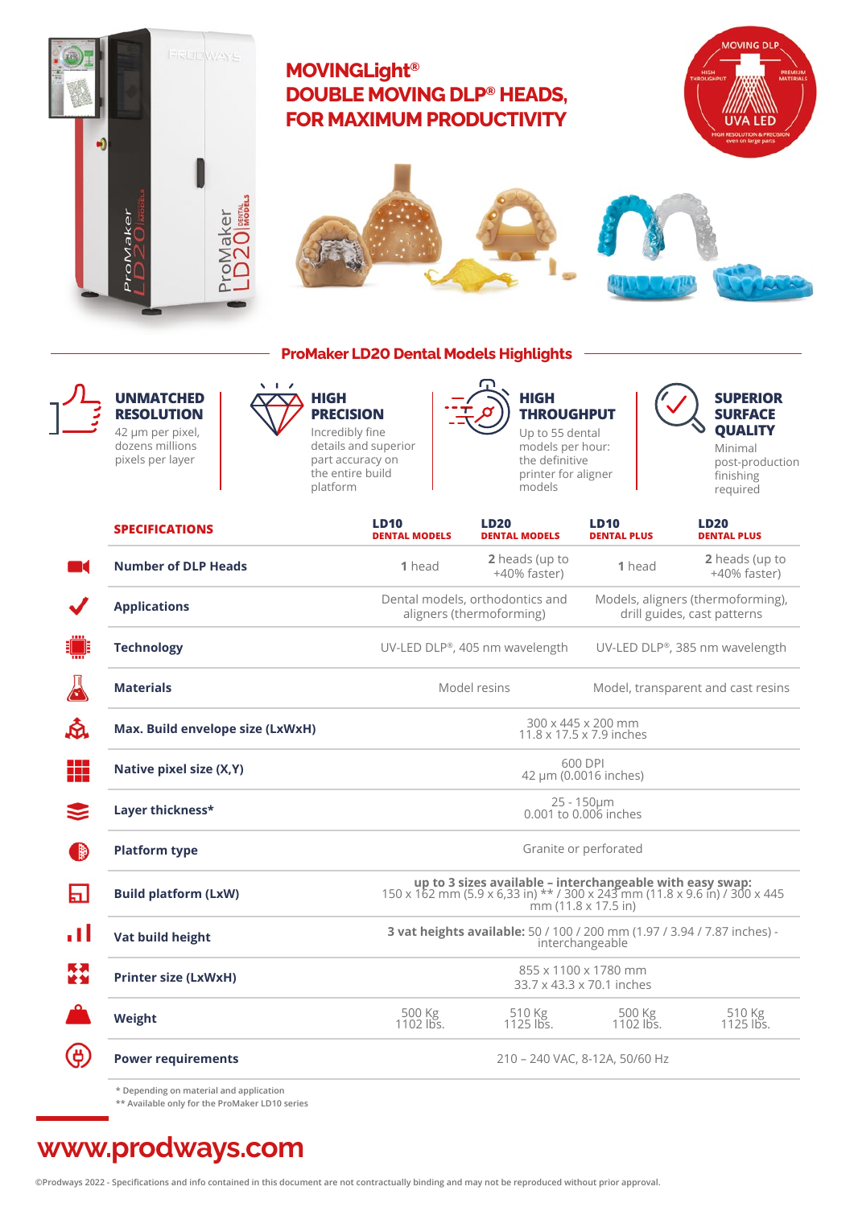# MOVINGLight®
# DOUBLE MOVING DLP® HEADS, FOR MAXIMUM PRODUCTIVITY

MOVING DLP
HIGH THROUGHPUT
PREMIUM MATERIALS
UVA LED
HIGH RESOLUTION & PRECISION even on large parts

## ProMaker LD20 Dental Models Highlights

**UNMATCHED RESOLUTION**
42 µm per pixel, dozens millions pixels per layer

**HIGH PRECISION**
Incredibly fine details and superior part accuracy on the entire build platform

**HIGH THROUGHPUT**
Up to 55 dental models per hour: the definitive printer for aligner models

**SUPERIOR SURFACE QUALITY**
Minimal post-production finishing required

| SPECIFICATIONS | LD10 DENTAL MODELS | LD20 DENTAL MODELS | LD10 DENTAL PLUS | LD20 DENTAL PLUS |
|---|---|---|---|---|
| Number of DLP Heads | 1 head | 2 heads (up to +40% faster) | 1 head | 2 heads (up to +40% faster) |
| Applications | Dental models, orthodontics and aligners (thermoforming) | | Models, aligners (thermoforming), drill guides, cast patterns | |
| Technology | UV-LED DLP®, 405 nm wavelength | | UV-LED DLP®, 385 nm wavelength | |
| Materials | Model resins | | Model, transparent and cast resins | |
| Max. Build envelope size (LxWxH) | 300 x 445 x 200 mm<br>11.8 x 17.5 x 7.9 inches | | | |
| Native pixel size (X,Y) | 600 DPI<br>42 µm (0.0016 inches) | | | |
| Layer thickness* | 25 - 150µm<br>0.001 to 0.006 inches | | | |
| Platform type | Granite or perforated | | | |
| Build platform (LxW) | **up to 3 sizes available - interchangeable with easy swap:** 150 x 162 mm (5.9 x 6,33 in) ** / 300 x 243 mm (11.8 x 9.6 in) / 300 x 445 mm (11.8 x 17.5 in) | | | |
| Vat build height | **3 vat heights available:** 50 / 100 / 200 mm (1.97 / 3.94 / 7.87 inches) - interchangeable | | | |
| Printer size (LxWxH) | 855 x 1100 x 1780 mm<br>33.7 x 43.3 x 70.1 inches | | | |
| Weight | 500 Kg<br>1102 lbs. | 510 Kg<br>1125 lbs. | 500 Kg<br>1102 lbs. | 510 Kg<br>1125 lbs. |
| Power requirements | 210 – 240 VAC, 8-12A, 50/60 Hz | | | |

\* Depending on material and application
** Available only for the ProMaker LD10 series

**www.prodways.com**

©Prodways 2022 - Specifications and info contained in this document are not contractually binding and may not be reproduced without prior approval.